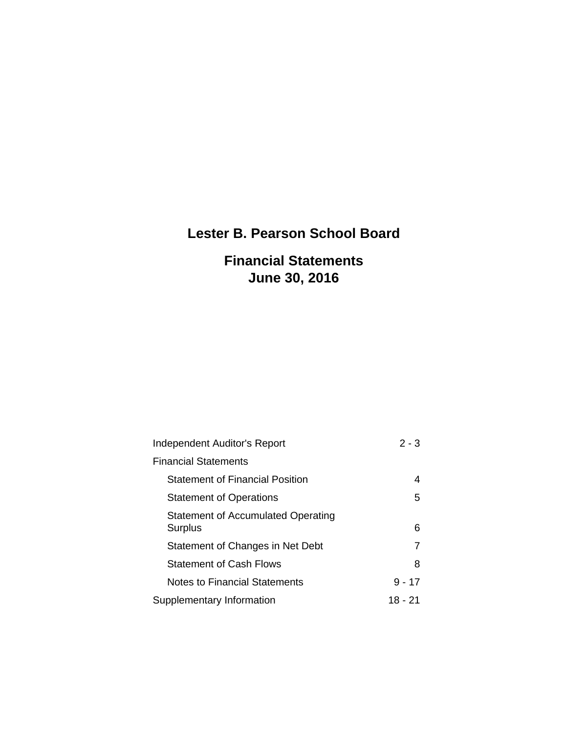# Lester B. Pearson School Board

## Financial Statements
## June 30, 2016

| | |
|---|---|
| Independent Auditor's Report | 2 - 3 |
| Financial Statements | |
| Statement of Financial Position | 4 |
| Statement of Operations | 5 |
| Statement of Accumulated Operating Surplus | 6 |
| Statement of Changes in Net Debt | 7 |
| Statement of Cash Flows | 8 |
| Notes to Financial Statements | 9 - 17 |
| Supplementary Information | 18 - 21 |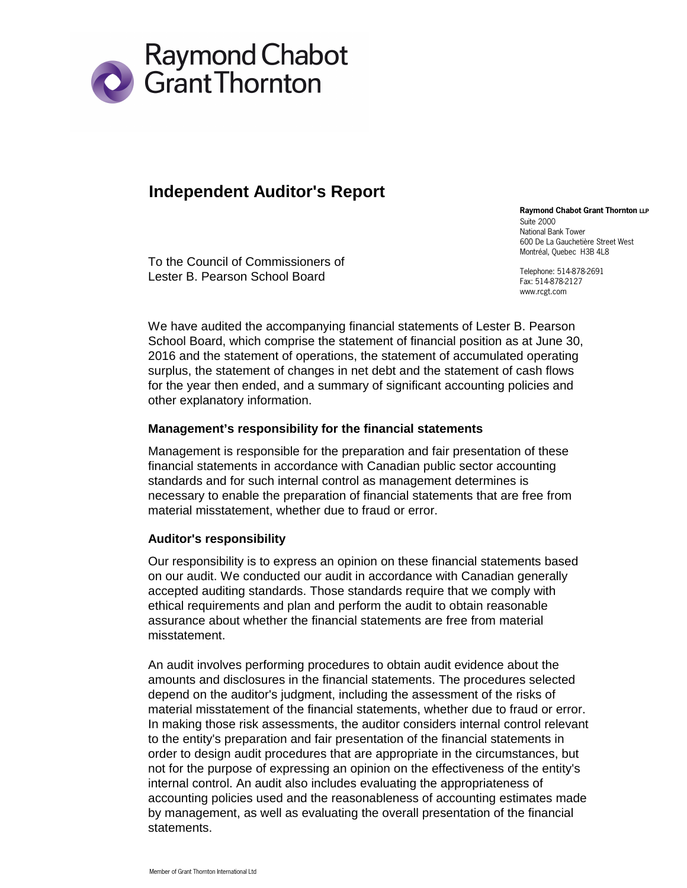# Independent Auditor's Report

**Raymond Chabot Grant Thornton LLP**
Suite 2000
National Bank Tower
600 De La Gauchetière Street West
Montréal, Quebec H3B 4L8

Telephone: 514-878-2691
Fax: 514-878-2127
www.rcgt.com

To the Council of Commissioners of
Lester B. Pearson School Board

We have audited the accompanying financial statements of Lester B. Pearson School Board, which comprise the statement of financial position as at June 30, 2016 and the statement of operations, the statement of accumulated operating surplus, the statement of changes in net debt and the statement of cash flows for the year then ended, and a summary of significant accounting policies and other explanatory information.

### Management's responsibility for the financial statements

Management is responsible for the preparation and fair presentation of these financial statements in accordance with Canadian public sector accounting standards and for such internal control as management determines is necessary to enable the preparation of financial statements that are free from material misstatement, whether due to fraud or error.

### Auditor's responsibility

Our responsibility is to express an opinion on these financial statements based on our audit. We conducted our audit in accordance with Canadian generally accepted auditing standards. Those standards require that we comply with ethical requirements and plan and perform the audit to obtain reasonable assurance about whether the financial statements are free from material misstatement.

An audit involves performing procedures to obtain audit evidence about the amounts and disclosures in the financial statements. The procedures selected depend on the auditor's judgment, including the assessment of the risks of material misstatement of the financial statements, whether due to fraud or error. In making those risk assessments, the auditor considers internal control relevant to the entity's preparation and fair presentation of the financial statements in order to design audit procedures that are appropriate in the circumstances, but not for the purpose of expressing an opinion on the effectiveness of the entity's internal control. An audit also includes evaluating the appropriateness of accounting policies used and the reasonableness of accounting estimates made by management, as well as evaluating the overall presentation of the financial statements.

Member of Grant Thornton International Ltd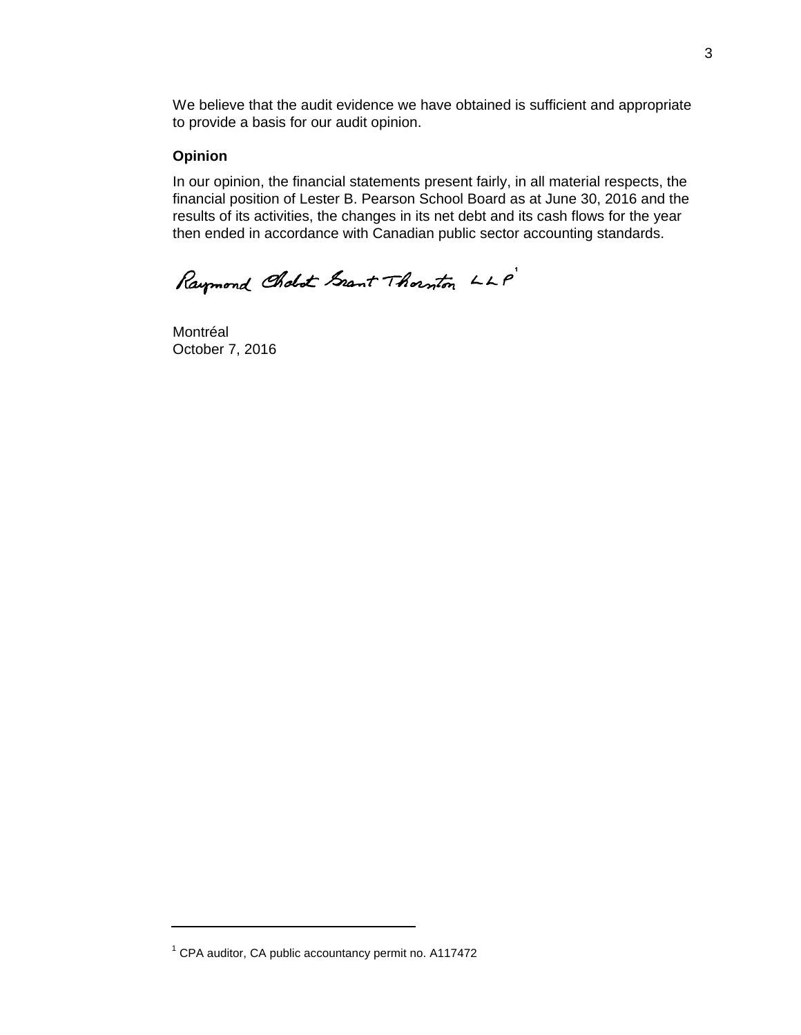We believe that the audit evidence we have obtained is sufficient and appropriate to provide a basis for our audit opinion.

**Opinion**

In our opinion, the financial statements present fairly, in all material respects, the financial position of Lester B. Pearson School Board as at June 30, 2016 and the results of its activities, the changes in its net debt and its cash flows for the year then ended in accordance with Canadian public sector accounting standards.

Raymond Chabot Grant Thornton LLP[1]

Montréal
October 7, 2016

---

[1] CPA auditor, CA public accountancy permit no. A117472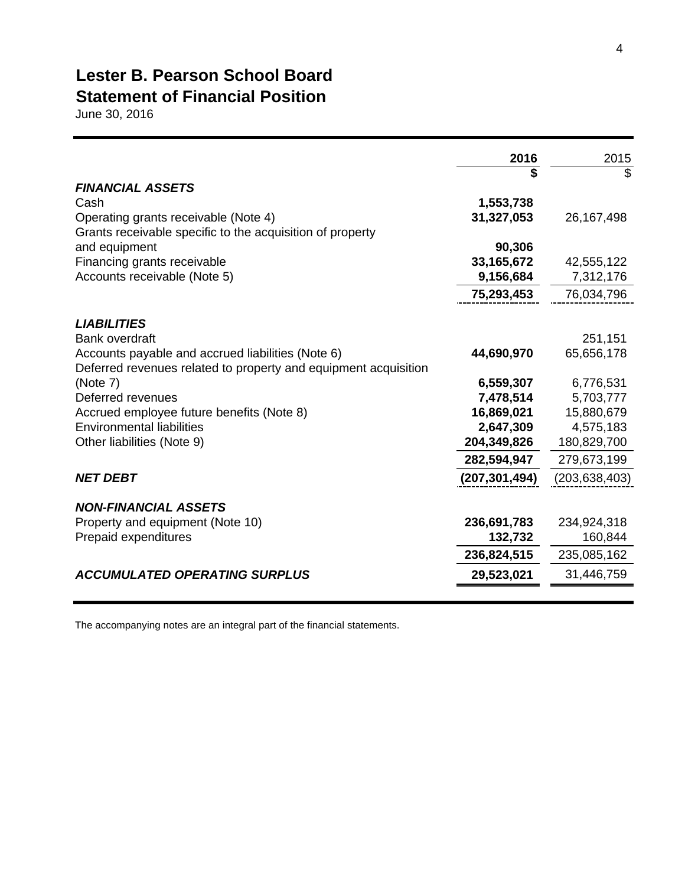# Lester B. Pearson School Board
## Statement of Financial Position

June 30, 2016

| | 2016 | 2015 |
|---|---|---|
| | $ | $ |
| ***FINANCIAL ASSETS*** | | |
| Cash | **1,553,738** | |
| Operating grants receivable (Note 4) | **31,327,053** | 26,167,498 |
| Grants receivable specific to the acquisition of property and equipment | **90,306** | |
| Financing grants receivable | **33,165,672** | 42,555,122 |
| Accounts receivable (Note 5) | **9,156,684** | 7,312,176 |
| | **75,293,453** | 76,034,796 |
| ***LIABILITIES*** | | |
| Bank overdraft | | 251,151 |
| Accounts payable and accrued liabilities (Note 6) | **44,690,970** | 65,656,178 |
| Deferred revenues related to property and equipment acquisition (Note 7) | **6,559,307** | 6,776,531 |
| Deferred revenues | **7,478,514** | 5,703,777 |
| Accrued employee future benefits (Note 8) | **16,869,021** | 15,880,679 |
| Environmental liabilities | **2,647,309** | 4,575,183 |
| Other liabilities (Note 9) | **204,349,826** | 180,829,700 |
| | **282,594,947** | 279,673,199 |
| ***NET DEBT*** | **(207,301,494)** | (203,638,403) |
| ***NON-FINANCIAL ASSETS*** | | |
| Property and equipment (Note 10) | **236,691,783** | 234,924,318 |
| Prepaid expenditures | **132,732** | 160,844 |
| | **236,824,515** | 235,085,162 |
| ***ACCUMULATED OPERATING SURPLUS*** | **29,523,021** | 31,446,759 |

The accompanying notes are an integral part of the financial statements.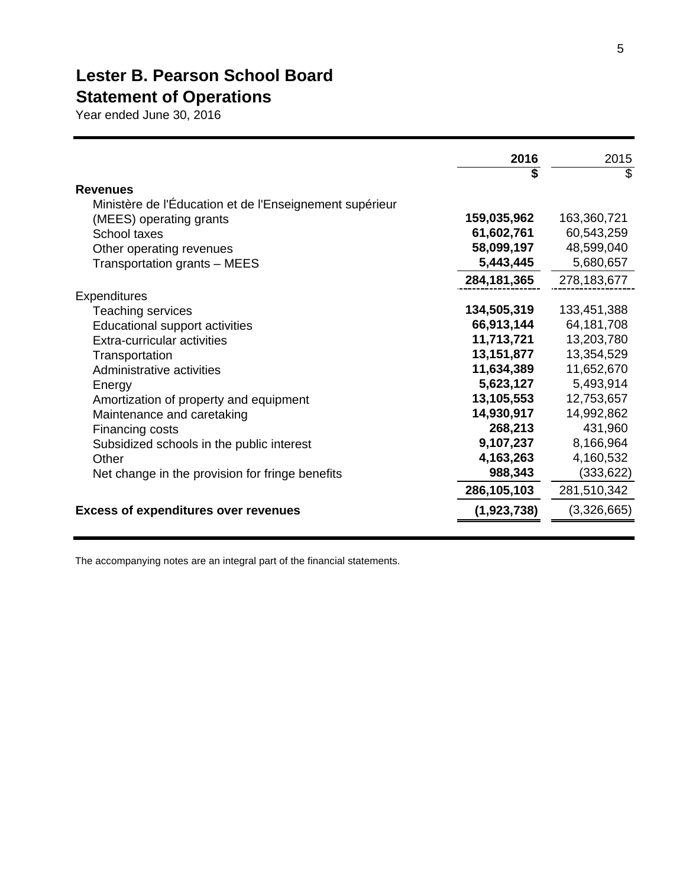# Lester B. Pearson School Board
## Statement of Operations
Year ended June 30, 2016

| | **2016** | 2015 |
|---|---|---|
| | **$** | $ |
| **Revenues** | | |
| Ministère de l'Éducation et de l'Enseignement supérieur (MEES) operating grants | **159,035,962** | 163,360,721 |
| School taxes | **61,602,761** | 60,543,259 |
| Other operating revenues | **58,099,197** | 48,599,040 |
| Transportation grants – MEES | **5,443,445** | 5,680,657 |
| | **284,181,365** | 278,183,677 |
| Expenditures | | |
| Teaching services | **134,505,319** | 133,451,388 |
| Educational support activities | **66,913,144** | 64,181,708 |
| Extra-curricular activities | **11,713,721** | 13,203,780 |
| Transportation | **13,151,877** | 13,354,529 |
| Administrative activities | **11,634,389** | 11,652,670 |
| Energy | **5,623,127** | 5,493,914 |
| Amortization of property and equipment | **13,105,553** | 12,753,657 |
| Maintenance and caretaking | **14,930,917** | 14,992,862 |
| Financing costs | **268,213** | 431,960 |
| Subsidized schools in the public interest | **9,107,237** | 8,166,964 |
| Other | **4,163,263** | 4,160,532 |
| Net change in the provision for fringe benefits | **988,343** | (333,622) |
| | **286,105,103** | 281,510,342 |
| **Excess of expenditures over revenues** | **(1,923,738)** | (3,326,665) |

The accompanying notes are an integral part of the financial statements.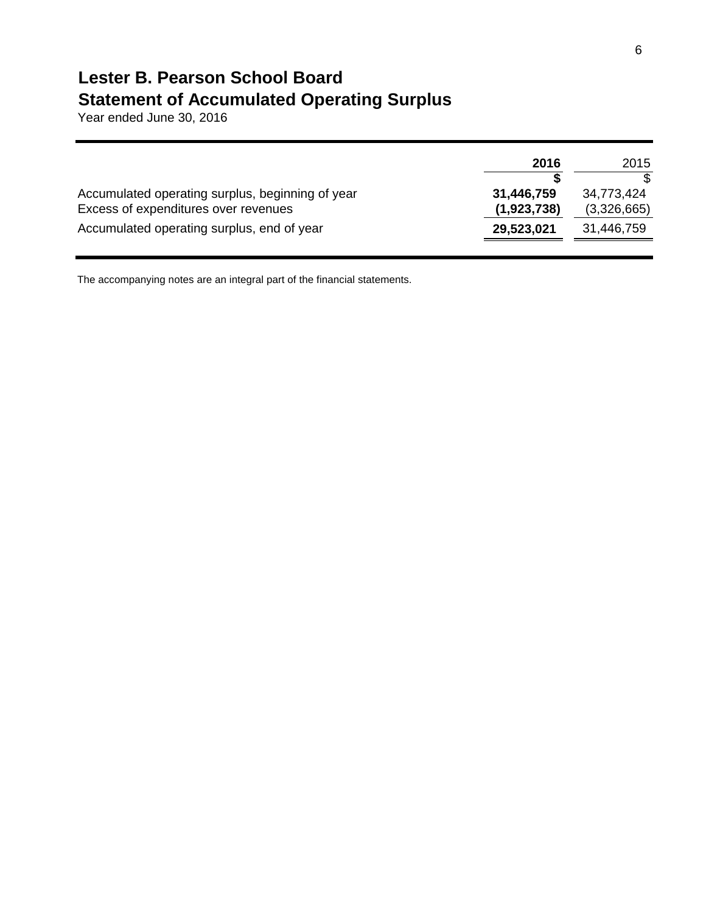# Lester B. Pearson School Board

## Statement of Accumulated Operating Surplus

Year ended June 30, 2016

| | **2016** | 2015 |
|---|---|---|
| | **$** | $ |
| Accumulated operating surplus, beginning of year | **31,446,759** | 34,773,424 |
| Excess of expenditures over revenues | **(1,923,738)** | (3,326,665) |
| Accumulated operating surplus, end of year | **29,523,021** | 31,446,759 |

The accompanying notes are an integral part of the financial statements.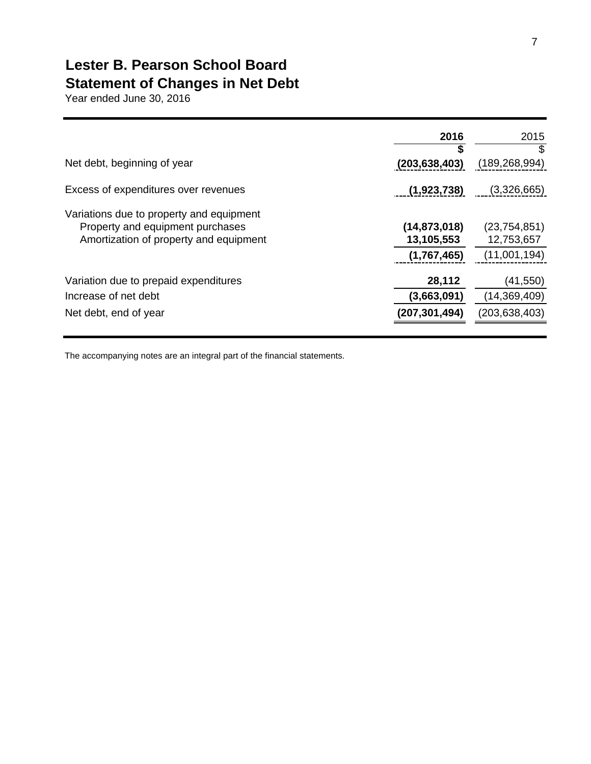# Lester B. Pearson School Board
## Statement of Changes in Net Debt

Year ended June 30, 2016

| | **2016** | 2015 |
|---|---|---|
| | **$** | $ |
| Net debt, beginning of year | **(203,638,403)** | (189,268,994) |
| Excess of expenditures over revenues | **(1,923,738)** | (3,326,665) |
| Variations due to property and equipment | | |
| Property and equipment purchases | **(14,873,018)** | (23,754,851) |
| Amortization of property and equipment | **13,105,553** | 12,753,657 |
| | **(1,767,465)** | (11,001,194) |
| Variation due to prepaid expenditures | **28,112** | (41,550) |
| Increase of net debt | **(3,663,091)** | (14,369,409) |
| Net debt, end of year | **(207,301,494)** | (203,638,403) |

The accompanying notes are an integral part of the financial statements.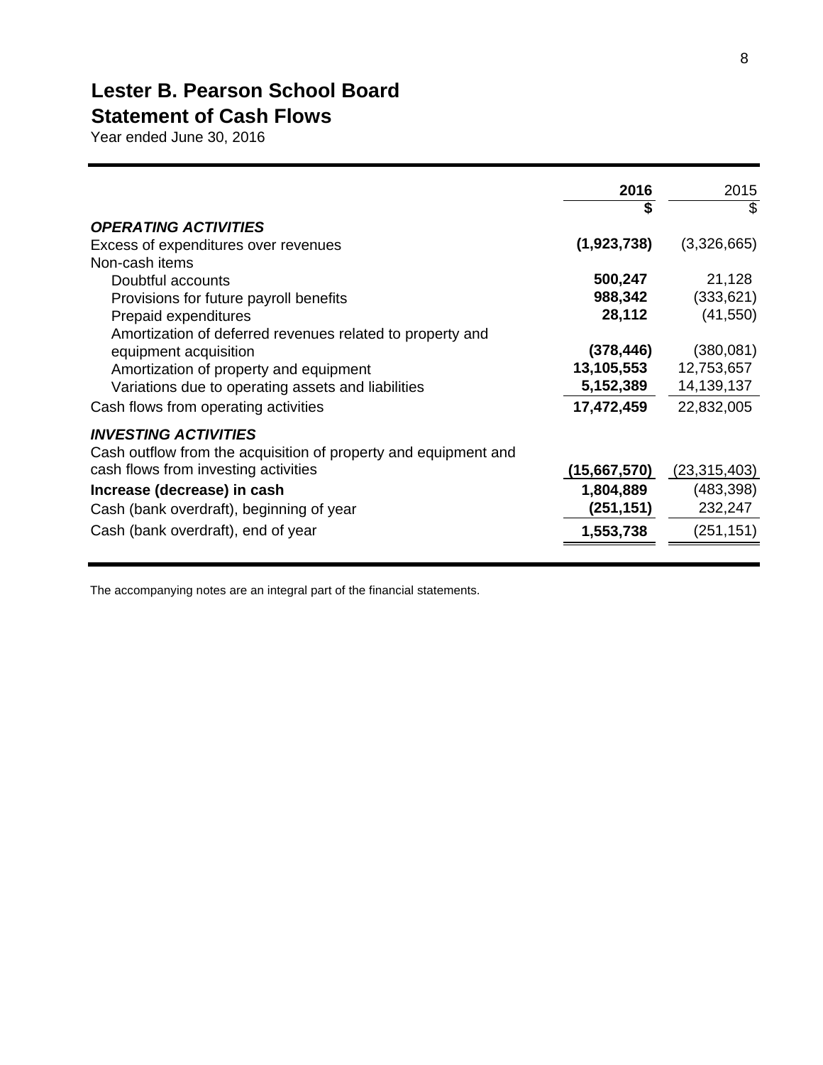# Lester B. Pearson School Board

## Statement of Cash Flows

Year ended June 30, 2016

| | 2016 | 2015 |
|---|---|---|
| | $ | $ |
| ***OPERATING ACTIVITIES*** | | |
| Excess of expenditures over revenues | **(1,923,738)** | (3,326,665) |
| Non-cash items | | |
| Doubtful accounts | **500,247** | 21,128 |
| Provisions for future payroll benefits | **988,342** | (333,621) |
| Prepaid expenditures | **28,112** | (41,550) |
| Amortization of deferred revenues related to property and equipment acquisition | **(378,446)** | (380,081) |
| Amortization of property and equipment | **13,105,553** | 12,753,657 |
| Variations due to operating assets and liabilities | **5,152,389** | 14,139,137 |
| Cash flows from operating activities | **17,472,459** | 22,832,005 |
| ***INVESTING ACTIVITIES*** | | |
| Cash outflow from the acquisition of property and equipment and cash flows from investing activities | **(15,667,570)** | (23,315,403) |
| **Increase (decrease) in cash** | **1,804,889** | (483,398) |
| Cash (bank overdraft), beginning of year | **(251,151)** | 232,247 |
| Cash (bank overdraft), end of year | **1,553,738** | (251,151) |

The accompanying notes are an integral part of the financial statements.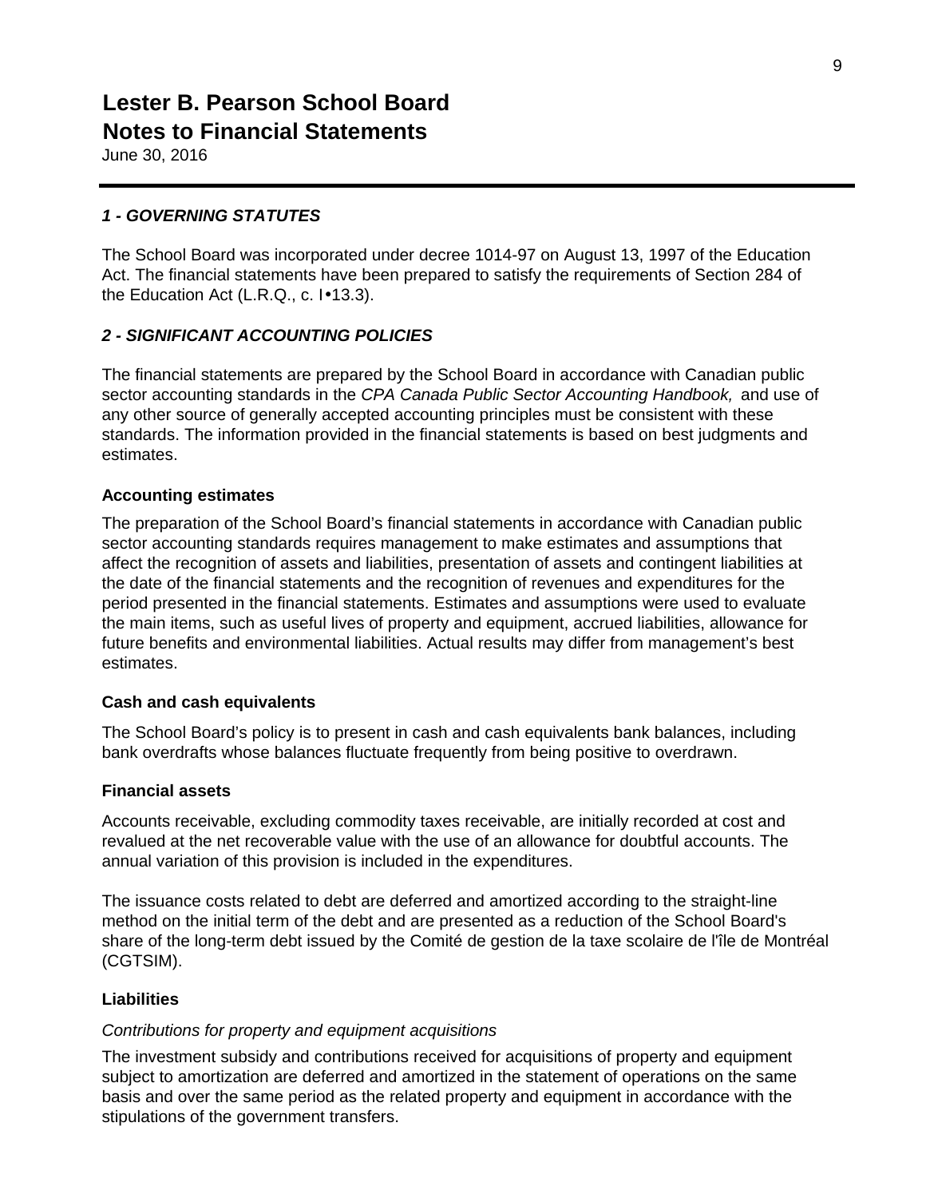# Lester B. Pearson School Board
# Notes to Financial Statements

June 30, 2016

### *1 - GOVERNING STATUTES*

The School Board was incorporated under decree 1014-97 on August 13, 1997 of the Education Act. The financial statements have been prepared to satisfy the requirements of Section 284 of the Education Act (L.R.Q., c. I•13.3).

### *2 - SIGNIFICANT ACCOUNTING POLICIES*

The financial statements are prepared by the School Board in accordance with Canadian public sector accounting standards in the *CPA Canada Public Sector Accounting Handbook,* and use of any other source of generally accepted accounting principles must be consistent with these standards. The information provided in the financial statements is based on best judgments and estimates.

**Accounting estimates**

The preparation of the School Board's financial statements in accordance with Canadian public sector accounting standards requires management to make estimates and assumptions that affect the recognition of assets and liabilities, presentation of assets and contingent liabilities at the date of the financial statements and the recognition of revenues and expenditures for the period presented in the financial statements. Estimates and assumptions were used to evaluate the main items, such as useful lives of property and equipment, accrued liabilities, allowance for future benefits and environmental liabilities. Actual results may differ from management's best estimates.

**Cash and cash equivalents**

The School Board's policy is to present in cash and cash equivalents bank balances, including bank overdrafts whose balances fluctuate frequently from being positive to overdrawn.

**Financial assets**

Accounts receivable, excluding commodity taxes receivable, are initially recorded at cost and revalued at the net recoverable value with the use of an allowance for doubtful accounts. The annual variation of this provision is included in the expenditures.

The issuance costs related to debt are deferred and amortized according to the straight-line method on the initial term of the debt and are presented as a reduction of the School Board's share of the long-term debt issued by the Comité de gestion de la taxe scolaire de l'île de Montréal (CGTSIM).

**Liabilities**

*Contributions for property and equipment acquisitions*

The investment subsidy and contributions received for acquisitions of property and equipment subject to amortization are deferred and amortized in the statement of operations on the same basis and over the same period as the related property and equipment in accordance with the stipulations of the government transfers.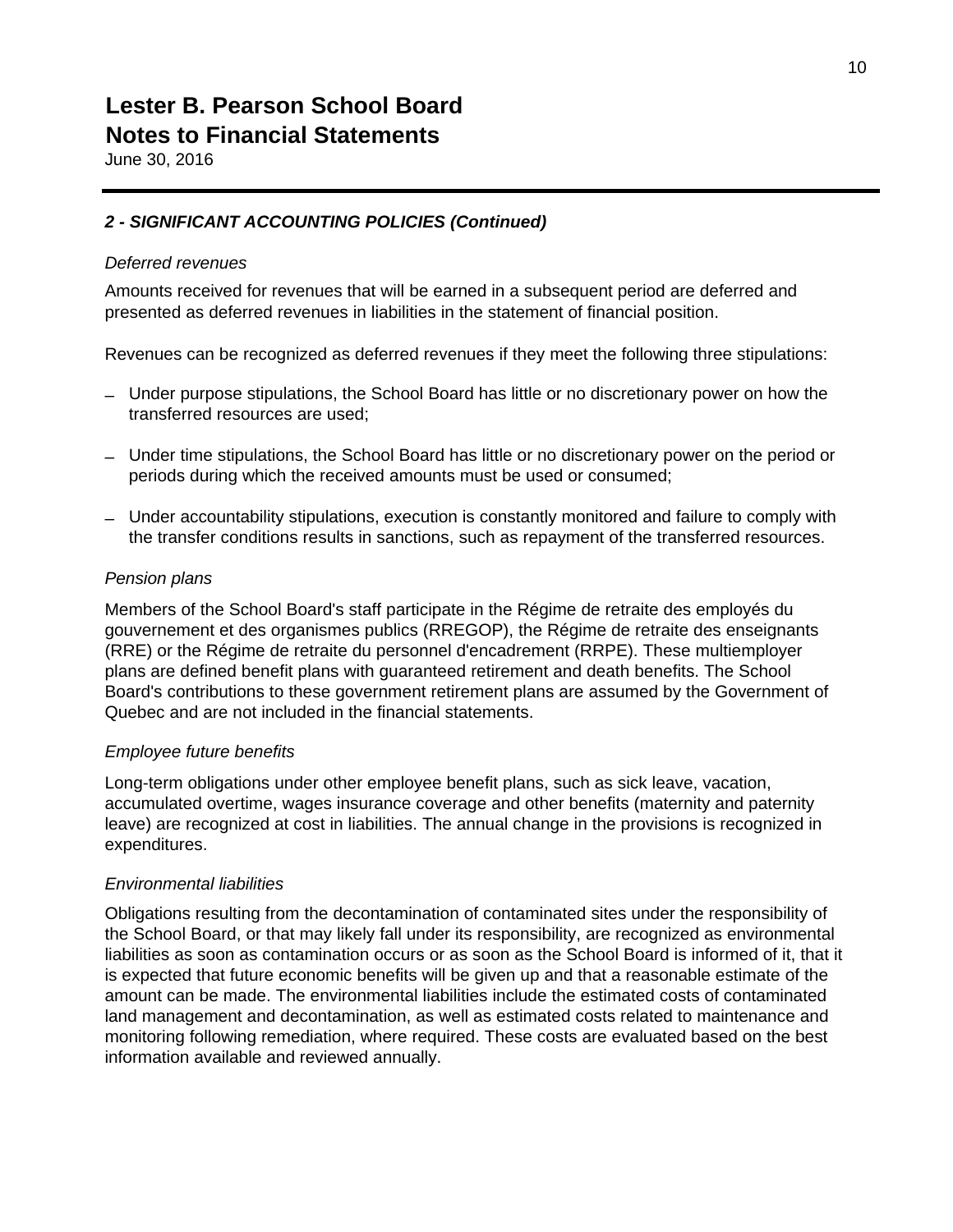# Lester B. Pearson School Board
# Notes to Financial Statements
June 30, 2016

## *2 - SIGNIFICANT ACCOUNTING POLICIES (Continued)*

*Deferred revenues*

Amounts received for revenues that will be earned in a subsequent period are deferred and presented as deferred revenues in liabilities in the statement of financial position.

Revenues can be recognized as deferred revenues if they meet the following three stipulations:

- Under purpose stipulations, the School Board has little or no discretionary power on how the transferred resources are used;
- Under time stipulations, the School Board has little or no discretionary power on the period or periods during which the received amounts must be used or consumed;
- Under accountability stipulations, execution is constantly monitored and failure to comply with the transfer conditions results in sanctions, such as repayment of the transferred resources.

*Pension plans*

Members of the School Board's staff participate in the Régime de retraite des employés du gouvernement et des organismes publics (RREGOP), the Régime de retraite des enseignants (RRE) or the Régime de retraite du personnel d'encadrement (RRPE). These multiemployer plans are defined benefit plans with guaranteed retirement and death benefits. The School Board's contributions to these government retirement plans are assumed by the Government of Quebec and are not included in the financial statements.

*Employee future benefits*

Long-term obligations under other employee benefit plans, such as sick leave, vacation, accumulated overtime, wages insurance coverage and other benefits (maternity and paternity leave) are recognized at cost in liabilities. The annual change in the provisions is recognized in expenditures.

*Environmental liabilities*

Obligations resulting from the decontamination of contaminated sites under the responsibility of the School Board, or that may likely fall under its responsibility, are recognized as environmental liabilities as soon as contamination occurs or as soon as the School Board is informed of it, that it is expected that future economic benefits will be given up and that a reasonable estimate of the amount can be made. The environmental liabilities include the estimated costs of contaminated land management and decontamination, as well as estimated costs related to maintenance and monitoring following remediation, where required. These costs are evaluated based on the best information available and reviewed annually.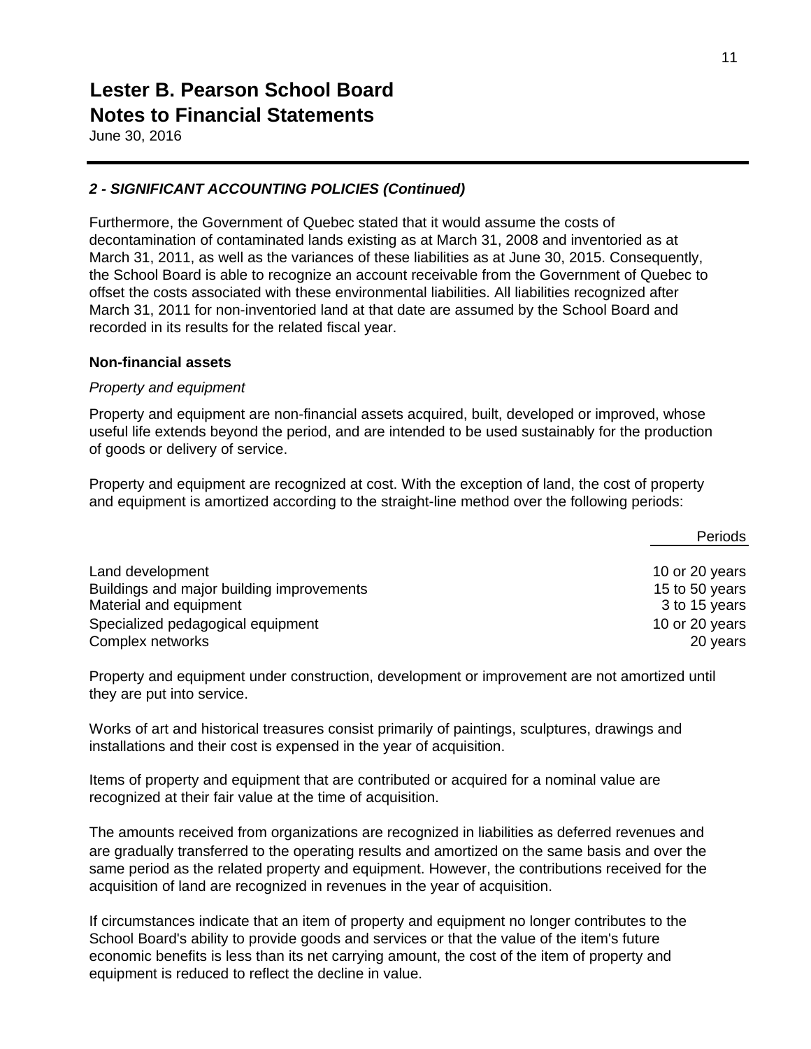# Lester B. Pearson School Board
# Notes to Financial Statements
June 30, 2016

### *2 - SIGNIFICANT ACCOUNTING POLICIES (Continued)*

Furthermore, the Government of Quebec stated that it would assume the costs of decontamination of contaminated lands existing as at March 31, 2008 and inventoried as at March 31, 2011, as well as the variances of these liabilities as at June 30, 2015. Consequently, the School Board is able to recognize an account receivable from the Government of Quebec to offset the costs associated with these environmental liabilities. All liabilities recognized after March 31, 2011 for non-inventoried land at that date are assumed by the School Board and recorded in its results for the related fiscal year.

**Non-financial assets**

*Property and equipment*

Property and equipment are non-financial assets acquired, built, developed or improved, whose useful life extends beyond the period, and are intended to be used sustainably for the production of goods or delivery of service.

Property and equipment are recognized at cost. With the exception of land, the cost of property and equipment is amortized according to the straight-line method over the following periods:

| | Periods |
|---|---:|
| Land development | 10 or 20 years |
| Buildings and major building improvements | 15 to 50 years |
| Material and equipment | 3 to 15 years |
| Specialized pedagogical equipment | 10 or 20 years |
| Complex networks | 20 years |

Property and equipment under construction, development or improvement are not amortized until they are put into service.

Works of art and historical treasures consist primarily of paintings, sculptures, drawings and installations and their cost is expensed in the year of acquisition.

Items of property and equipment that are contributed or acquired for a nominal value are recognized at their fair value at the time of acquisition.

The amounts received from organizations are recognized in liabilities as deferred revenues and are gradually transferred to the operating results and amortized on the same basis and over the same period as the related property and equipment. However, the contributions received for the acquisition of land are recognized in revenues in the year of acquisition.

If circumstances indicate that an item of property and equipment no longer contributes to the School Board's ability to provide goods and services or that the value of the item's future economic benefits is less than its net carrying amount, the cost of the item of property and equipment is reduced to reflect the decline in value.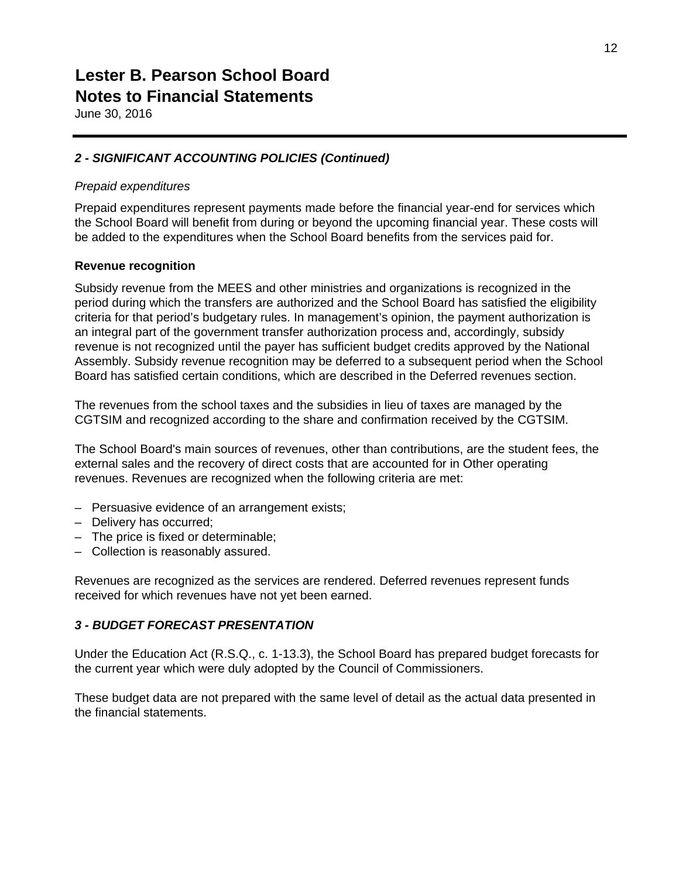# Lester B. Pearson School Board
## Notes to Financial Statements
June 30, 2016

### *2 - SIGNIFICANT ACCOUNTING POLICIES (Continued)*

*Prepaid expenditures*

Prepaid expenditures represent payments made before the financial year-end for services which the School Board will benefit from during or beyond the upcoming financial year. These costs will be added to the expenditures when the School Board benefits from the services paid for.

**Revenue recognition**

Subsidy revenue from the MEES and other ministries and organizations is recognized in the period during which the transfers are authorized and the School Board has satisfied the eligibility criteria for that period's budgetary rules. In management's opinion, the payment authorization is an integral part of the government transfer authorization process and, accordingly, subsidy revenue is not recognized until the payer has sufficient budget credits approved by the National Assembly. Subsidy revenue recognition may be deferred to a subsequent period when the School Board has satisfied certain conditions, which are described in the Deferred revenues section.

The revenues from the school taxes and the subsidies in lieu of taxes are managed by the CGTSIM and recognized according to the share and confirmation received by the CGTSIM.

The School Board's main sources of revenues, other than contributions, are the student fees, the external sales and the recovery of direct costs that are accounted for in Other operating revenues. Revenues are recognized when the following criteria are met:

- Persuasive evidence of an arrangement exists;
- Delivery has occurred;
- The price is fixed or determinable;
- Collection is reasonably assured.

Revenues are recognized as the services are rendered. Deferred revenues represent funds received for which revenues have not yet been earned.

### *3 - BUDGET FORECAST PRESENTATION*

Under the Education Act (R.S.Q., c. 1-13.3), the School Board has prepared budget forecasts for the current year which were duly adopted by the Council of Commissioners.

These budget data are not prepared with the same level of detail as the actual data presented in the financial statements.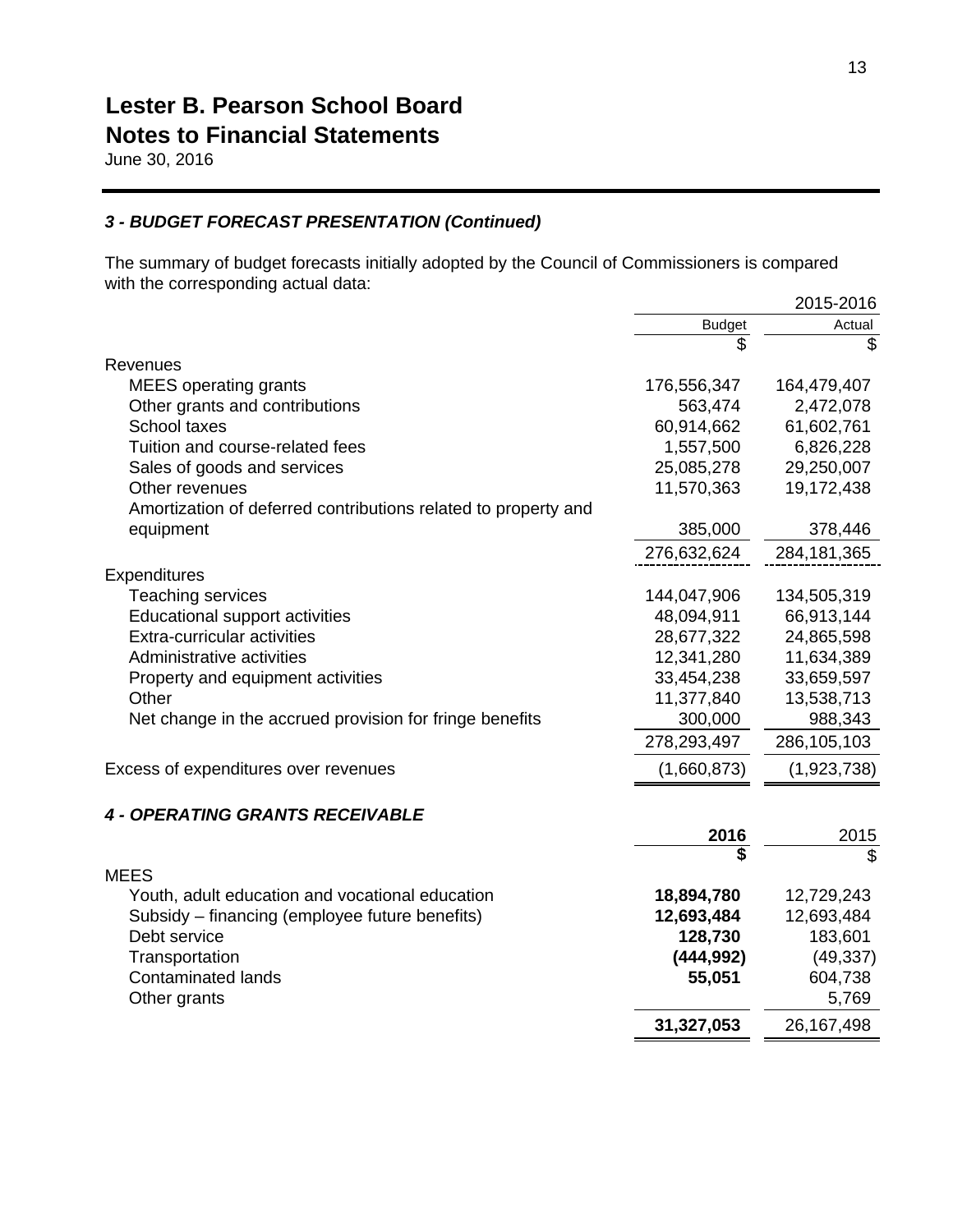# Lester B. Pearson School Board
## Notes to Financial Statements
June 30, 2016

### *3 - BUDGET FORECAST PRESENTATION (Continued)*

The summary of budget forecasts initially adopted by the Council of Commissioners is compared with the corresponding actual data:

| | 2015-2016 | |
|---|---|---|
| | Budget | Actual |
| | $ | $ |
| Revenues | | |
| MEES operating grants | 176,556,347 | 164,479,407 |
| Other grants and contributions | 563,474 | 2,472,078 |
| School taxes | 60,914,662 | 61,602,761 |
| Tuition and course-related fees | 1,557,500 | 6,826,228 |
| Sales of goods and services | 25,085,278 | 29,250,007 |
| Other revenues | 11,570,363 | 19,172,438 |
| Amortization of deferred contributions related to property and equipment | 385,000 | 378,446 |
| | 276,632,624 | 284,181,365 |
| Expenditures | | |
| Teaching services | 144,047,906 | 134,505,319 |
| Educational support activities | 48,094,911 | 66,913,144 |
| Extra-curricular activities | 28,677,322 | 24,865,598 |
| Administrative activities | 12,341,280 | 11,634,389 |
| Property and equipment activities | 33,454,238 | 33,659,597 |
| Other | 11,377,840 | 13,538,713 |
| Net change in the accrued provision for fringe benefits | 300,000 | 988,343 |
| | 278,293,497 | 286,105,103 |
| Excess of expenditures over revenues | (1,660,873) | (1,923,738) |

### *4 - OPERATING GRANTS RECEIVABLE*

| | **2016** | 2015 |
|---|---|---|
| | **$** | $ |
| MEES | | |
| Youth, adult education and vocational education | **18,894,780** | 12,729,243 |
| Subsidy – financing (employee future benefits) | **12,693,484** | 12,693,484 |
| Debt service | **128,730** | 183,601 |
| Transportation | **(444,992)** | (49,337) |
| Contaminated lands | **55,051** | 604,738 |
| Other grants | | 5,769 |
| | **31,327,053** | 26,167,498 |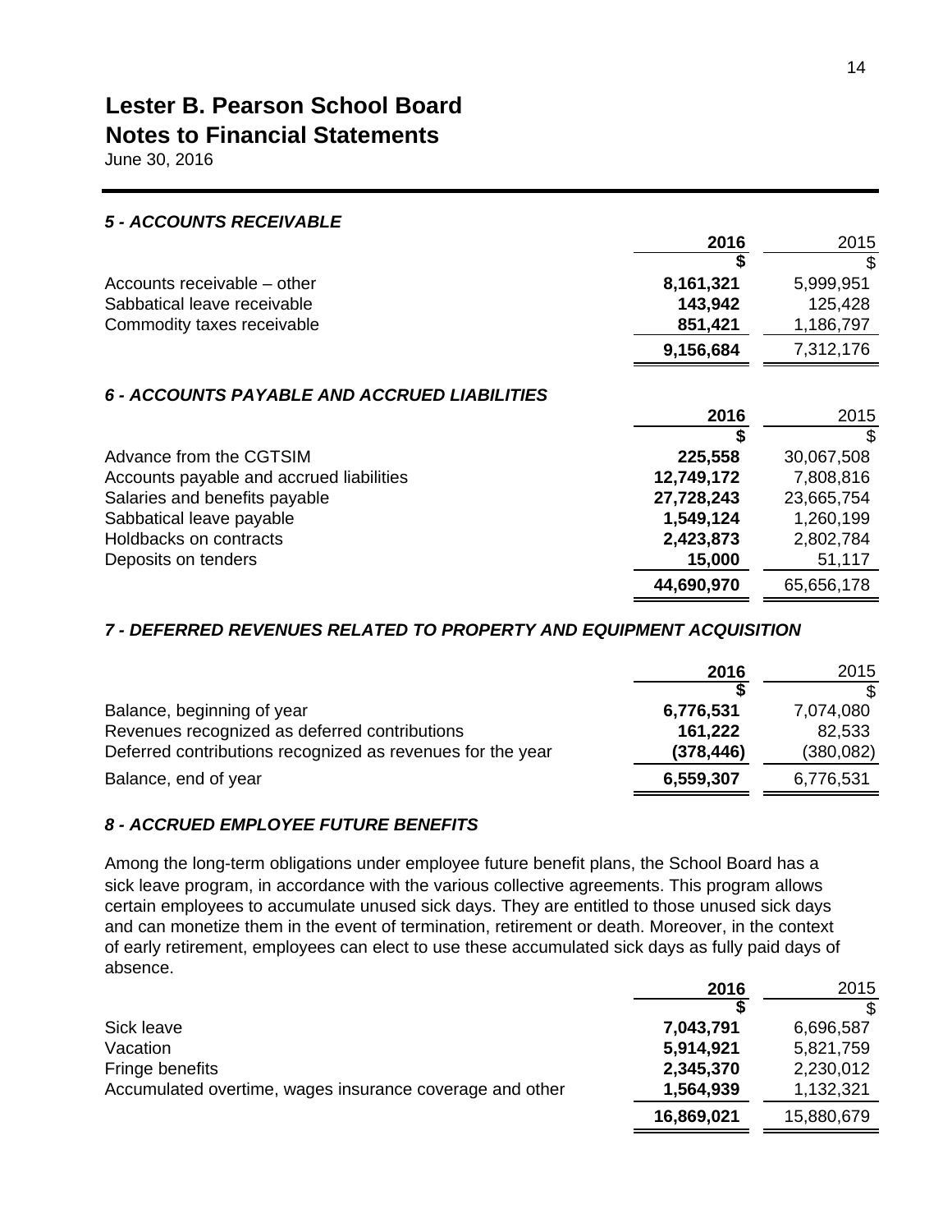# Lester B. Pearson School Board
## Notes to Financial Statements
June 30, 2016

### *5 - ACCOUNTS RECEIVABLE*

| | **2016** | 2015 |
|---|---|---|
| | **$** | $ |
| Accounts receivable – other | **8,161,321** | 5,999,951 |
| Sabbatical leave receivable | **143,942** | 125,428 |
| Commodity taxes receivable | **851,421** | 1,186,797 |
| | **9,156,684** | 7,312,176 |

### *6 - ACCOUNTS PAYABLE AND ACCRUED LIABILITIES*

| | **2016** | 2015 |
|---|---|---|
| | **$** | $ |
| Advance from the CGTSIM | **225,558** | 30,067,508 |
| Accounts payable and accrued liabilities | **12,749,172** | 7,808,816 |
| Salaries and benefits payable | **27,728,243** | 23,665,754 |
| Sabbatical leave payable | **1,549,124** | 1,260,199 |
| Holdbacks on contracts | **2,423,873** | 2,802,784 |
| Deposits on tenders | **15,000** | 51,117 |
| | **44,690,970** | 65,656,178 |

### *7 - DEFERRED REVENUES RELATED TO PROPERTY AND EQUIPMENT ACQUISITION*

| | **2016** | 2015 |
|---|---|---|
| | **$** | $ |
| Balance, beginning of year | **6,776,531** | 7,074,080 |
| Revenues recognized as deferred contributions | **161,222** | 82,533 |
| Deferred contributions recognized as revenues for the year | **(378,446)** | (380,082) |
| Balance, end of year | **6,559,307** | 6,776,531 |

### *8 - ACCRUED EMPLOYEE FUTURE BENEFITS*

Among the long-term obligations under employee future benefit plans, the School Board has a sick leave program, in accordance with the various collective agreements. This program allows certain employees to accumulate unused sick days. They are entitled to those unused sick days and can monetize them in the event of termination, retirement or death. Moreover, in the context of early retirement, employees can elect to use these accumulated sick days as fully paid days of absence.

| | **2016** | 2015 |
|---|---|---|
| | **$** | $ |
| Sick leave | **7,043,791** | 6,696,587 |
| Vacation | **5,914,921** | 5,821,759 |
| Fringe benefits | **2,345,370** | 2,230,012 |
| Accumulated overtime, wages insurance coverage and other | **1,564,939** | 1,132,321 |
| | **16,869,021** | 15,880,679 |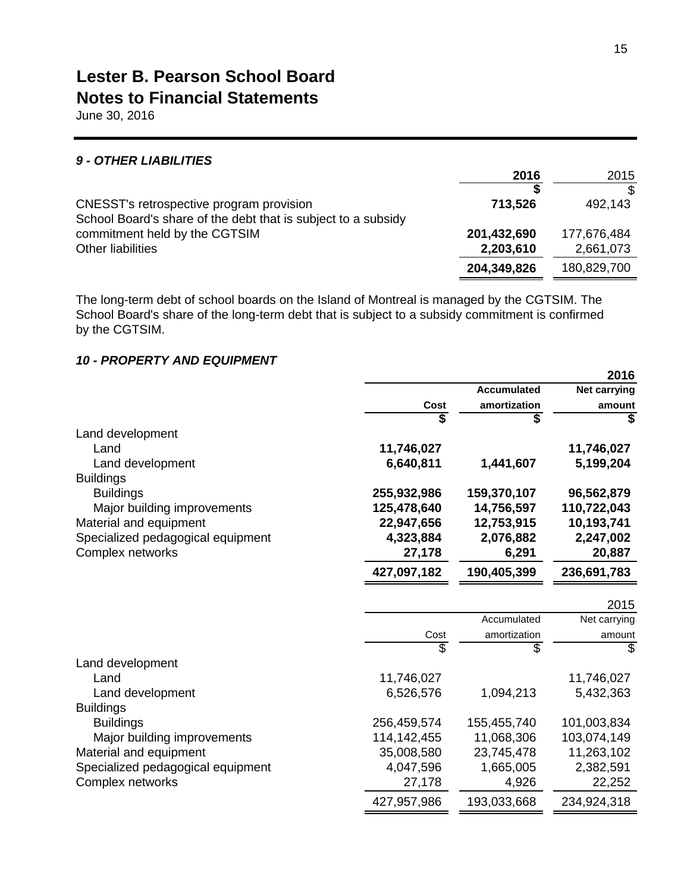# Lester B. Pearson School Board

## Notes to Financial Statements

June 30, 2016

### *9 - OTHER LIABILITIES*

| | **2016** | 2015 |
|---|---|---|
| | **$** | $ |
| CNESST's retrospective program provision | **713,526** | 492,143 |
| School Board's share of the debt that is subject to a subsidy commitment held by the CGTSIM | **201,432,690** | 177,676,484 |
| Other liabilities | **2,203,610** | 2,661,073 |
| | **204,349,826** | 180,829,700 |

The long-term debt of school boards on the Island of Montreal is managed by the CGTSIM. The School Board's share of the long-term debt that is subject to a subsidy commitment is confirmed by the CGTSIM.

### *10 - PROPERTY AND EQUIPMENT*

| | | | **2016** |
|---|---|---|---|
| | **Cost** | **Accumulated amortization** | **Net carrying amount** |
| | **$** | **$** | **$** |
| Land development | | | |
| Land | **11,746,027** | | **11,746,027** |
| Land development | **6,640,811** | **1,441,607** | **5,199,204** |
| Buildings | | | |
| Buildings | **255,932,986** | **159,370,107** | **96,562,879** |
| Major building improvements | **125,478,640** | **14,756,597** | **110,722,043** |
| Material and equipment | **22,947,656** | **12,753,915** | **10,193,741** |
| Specialized pedagogical equipment | **4,323,884** | **2,076,882** | **2,247,002** |
| Complex networks | **27,178** | **6,291** | **20,887** |
| | **427,097,182** | **190,405,399** | **236,691,783** |

| | | | 2015 |
|---|---|---|---|
| | Cost | Accumulated amortization | Net carrying amount |
| | $ | $ | $ |
| Land development | | | |
| Land | 11,746,027 | | 11,746,027 |
| Land development | 6,526,576 | 1,094,213 | 5,432,363 |
| Buildings | | | |
| Buildings | 256,459,574 | 155,455,740 | 101,003,834 |
| Major building improvements | 114,142,455 | 11,068,306 | 103,074,149 |
| Material and equipment | 35,008,580 | 23,745,478 | 11,263,102 |
| Specialized pedagogical equipment | 4,047,596 | 1,665,005 | 2,382,591 |
| Complex networks | 27,178 | 4,926 | 22,252 |
| | 427,957,986 | 193,033,668 | 234,924,318 |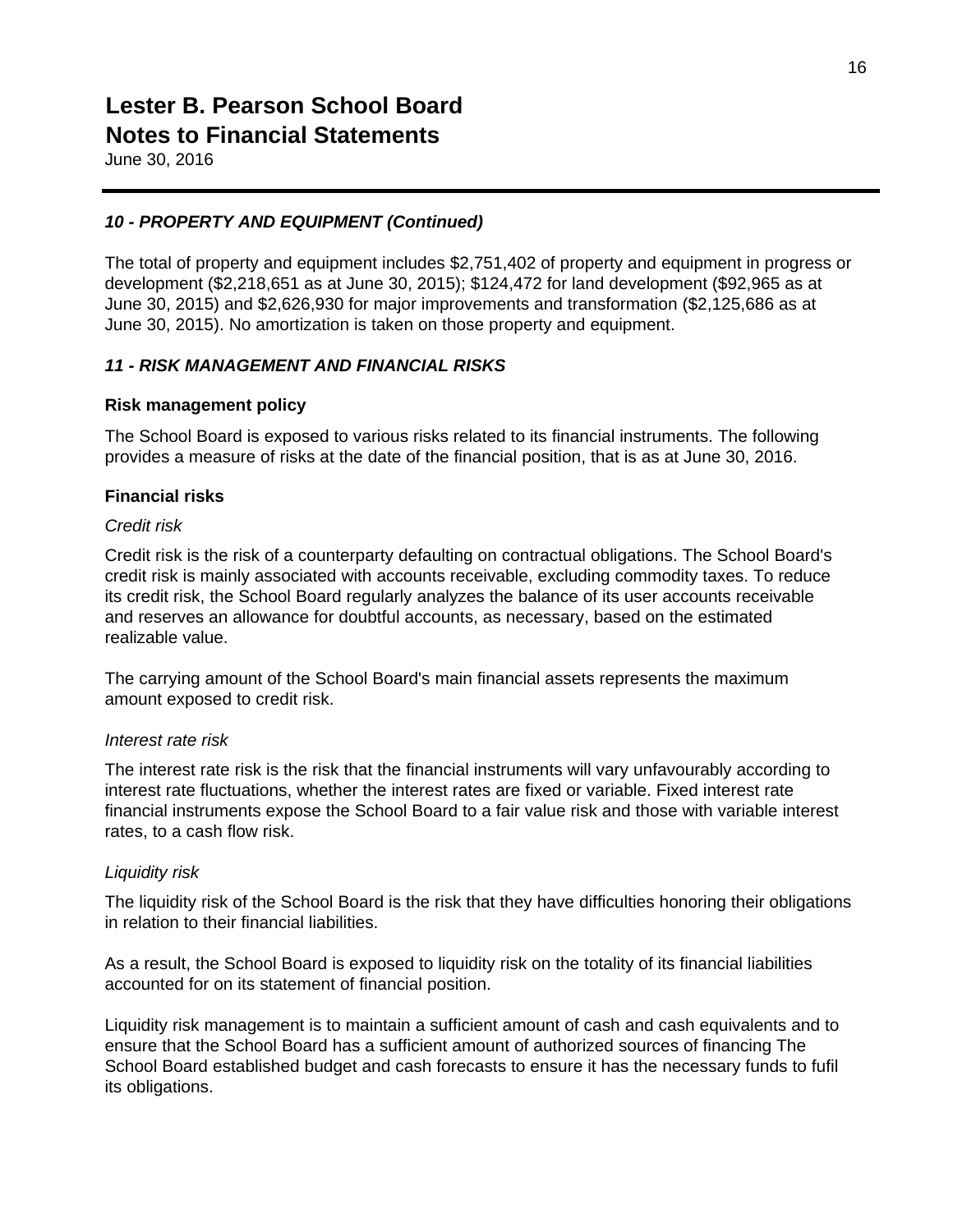# Lester B. Pearson School Board
# Notes to Financial Statements

June 30, 2016

### *10 - PROPERTY AND EQUIPMENT (Continued)*

The total of property and equipment includes $2,751,402 of property and equipment in progress or development ($2,218,651 as at June 30, 2015); $124,472 for land development ($92,965 as at June 30, 2015) and $2,626,930 for major improvements and transformation ($2,125,686 as at June 30, 2015). No amortization is taken on those property and equipment.

### *11 - RISK MANAGEMENT AND FINANCIAL RISKS*

**Risk management policy**

The School Board is exposed to various risks related to its financial instruments. The following provides a measure of risks at the date of the financial position, that is as at June 30, 2016.

**Financial risks**

*Credit risk*

Credit risk is the risk of a counterparty defaulting on contractual obligations. The School Board's credit risk is mainly associated with accounts receivable, excluding commodity taxes. To reduce its credit risk, the School Board regularly analyzes the balance of its user accounts receivable and reserves an allowance for doubtful accounts, as necessary, based on the estimated realizable value.

The carrying amount of the School Board's main financial assets represents the maximum amount exposed to credit risk.

*Interest rate risk*

The interest rate risk is the risk that the financial instruments will vary unfavourably according to interest rate fluctuations, whether the interest rates are fixed or variable. Fixed interest rate financial instruments expose the School Board to a fair value risk and those with variable interest rates, to a cash flow risk.

*Liquidity risk*

The liquidity risk of the School Board is the risk that they have difficulties honoring their obligations in relation to their financial liabilities.

As a result, the School Board is exposed to liquidity risk on the totality of its financial liabilities accounted for on its statement of financial position.

Liquidity risk management is to maintain a sufficient amount of cash and cash equivalents and to ensure that the School Board has a sufficient amount of authorized sources of financing The School Board established budget and cash forecasts to ensure it has the necessary funds to fufil its obligations.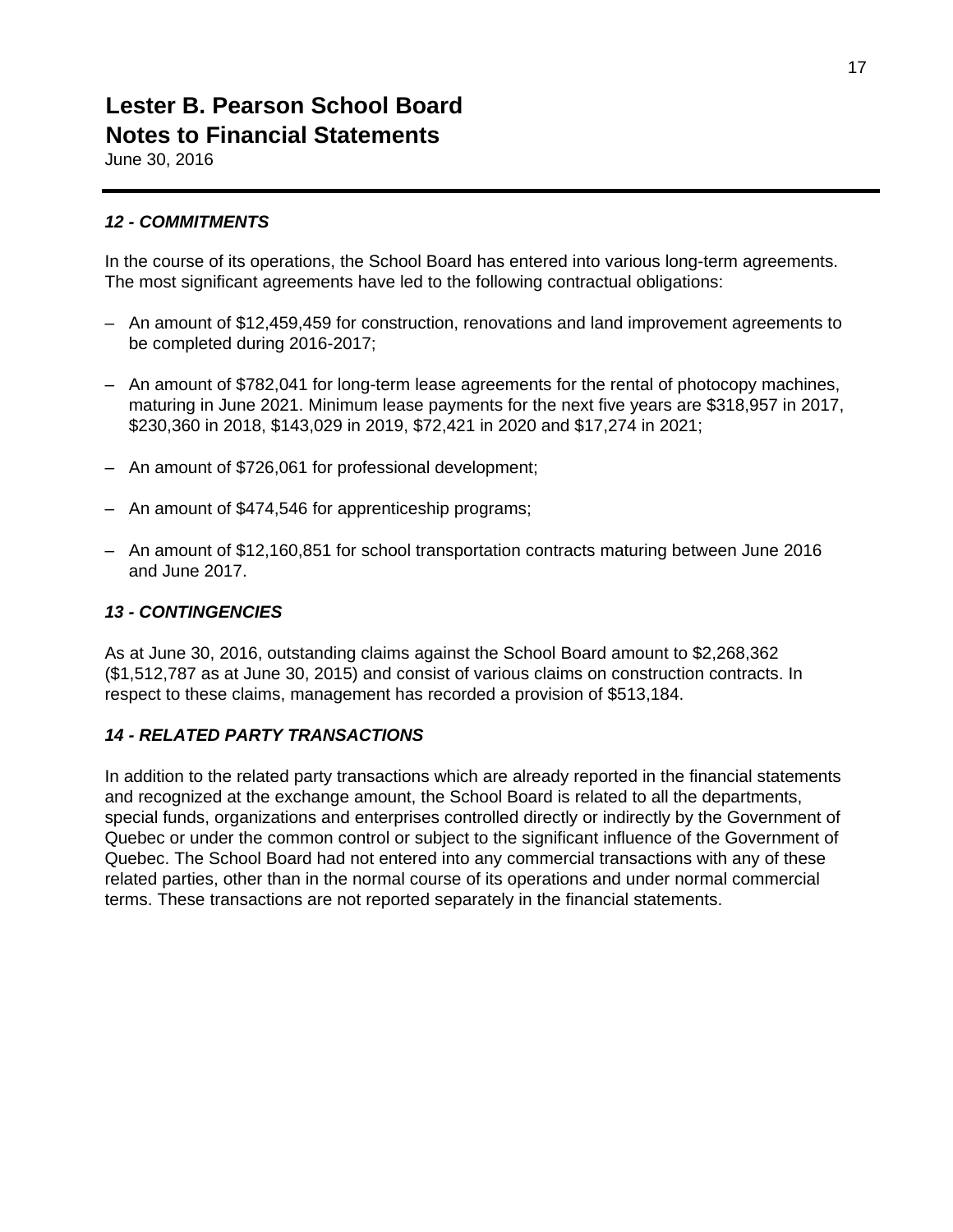# Lester B. Pearson School Board
# Notes to Financial Statements

June 30, 2016

### *12 - COMMITMENTS*

In the course of its operations, the School Board has entered into various long-term agreements. The most significant agreements have led to the following contractual obligations:

- An amount of $12,459,459 for construction, renovations and land improvement agreements to be completed during 2016-2017;
- An amount of $782,041 for long-term lease agreements for the rental of photocopy machines, maturing in June 2021. Minimum lease payments for the next five years are $318,957 in 2017, $230,360 in 2018, $143,029 in 2019, $72,421 in 2020 and $17,274 in 2021;
- An amount of $726,061 for professional development;
- An amount of $474,546 for apprenticeship programs;
- An amount of $12,160,851 for school transportation contracts maturing between June 2016 and June 2017.

### *13 - CONTINGENCIES*

As at June 30, 2016, outstanding claims against the School Board amount to $2,268,362 ($1,512,787 as at June 30, 2015) and consist of various claims on construction contracts. In respect to these claims, management has recorded a provision of $513,184.

### *14 - RELATED PARTY TRANSACTIONS*

In addition to the related party transactions which are already reported in the financial statements and recognized at the exchange amount, the School Board is related to all the departments, special funds, organizations and enterprises controlled directly or indirectly by the Government of Quebec or under the common control or subject to the significant influence of the Government of Quebec. The School Board had not entered into any commercial transactions with any of these related parties, other than in the normal course of its operations and under normal commercial terms. These transactions are not reported separately in the financial statements.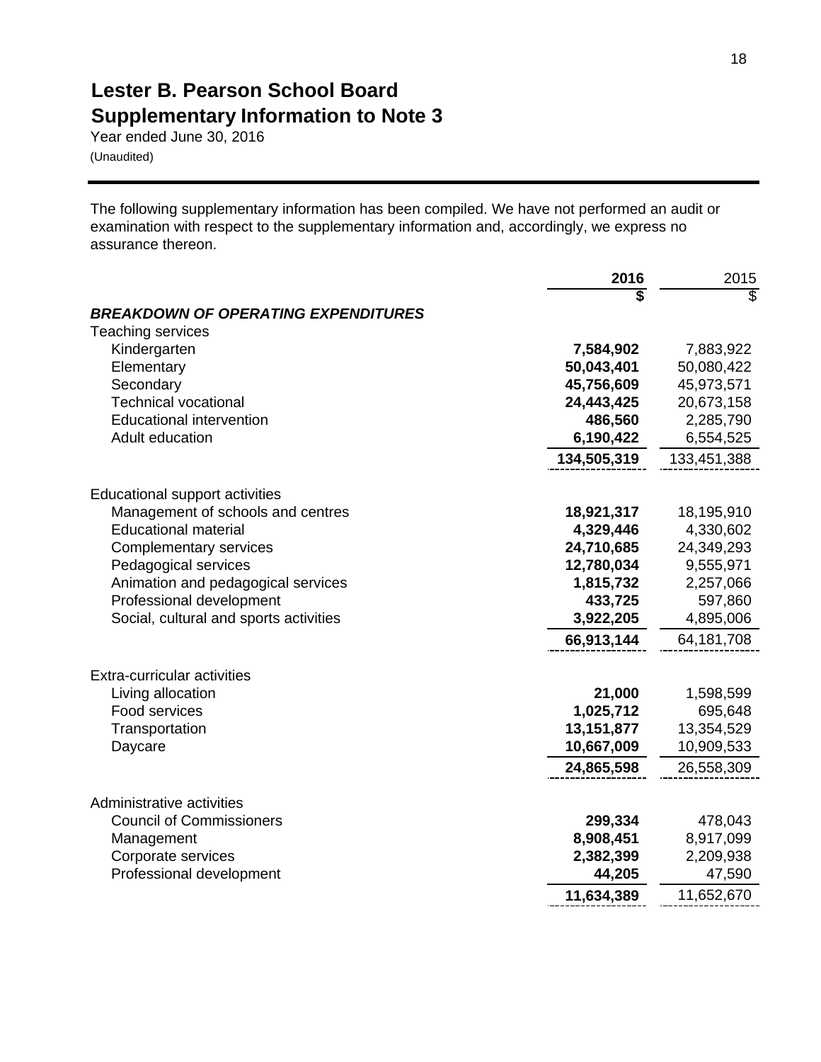# Lester B. Pearson School Board
## Supplementary Information to Note 3

Year ended June 30, 2016
(Unaudited)

The following supplementary information has been compiled. We have not performed an audit or examination with respect to the supplementary information and, accordingly, we express no assurance thereon.

| | **2016** | 2015 |
|---|---|---|
| | **$** | $ |
| ***BREAKDOWN OF OPERATING EXPENDITURES*** | | |
| Teaching services | | |
| Kindergarten | **7,584,902** | 7,883,922 |
| Elementary | **50,043,401** | 50,080,422 |
| Secondary | **45,756,609** | 45,973,571 |
| Technical vocational | **24,443,425** | 20,673,158 |
| Educational intervention | **486,560** | 2,285,790 |
| Adult education | **6,190,422** | 6,554,525 |
| | **134,505,319** | 133,451,388 |
| Educational support activities | | |
| Management of schools and centres | **18,921,317** | 18,195,910 |
| Educational material | **4,329,446** | 4,330,602 |
| Complementary services | **24,710,685** | 24,349,293 |
| Pedagogical services | **12,780,034** | 9,555,971 |
| Animation and pedagogical services | **1,815,732** | 2,257,066 |
| Professional development | **433,725** | 597,860 |
| Social, cultural and sports activities | **3,922,205** | 4,895,006 |
| | **66,913,144** | 64,181,708 |
| Extra-curricular activities | | |
| Living allocation | **21,000** | 1,598,599 |
| Food services | **1,025,712** | 695,648 |
| Transportation | **13,151,877** | 13,354,529 |
| Daycare | **10,667,009** | 10,909,533 |
| | **24,865,598** | 26,558,309 |
| Administrative activities | | |
| Council of Commissioners | **299,334** | 478,043 |
| Management | **8,908,451** | 8,917,099 |
| Corporate services | **2,382,399** | 2,209,938 |
| Professional development | **44,205** | 47,590 |
| | **11,634,389** | 11,652,670 |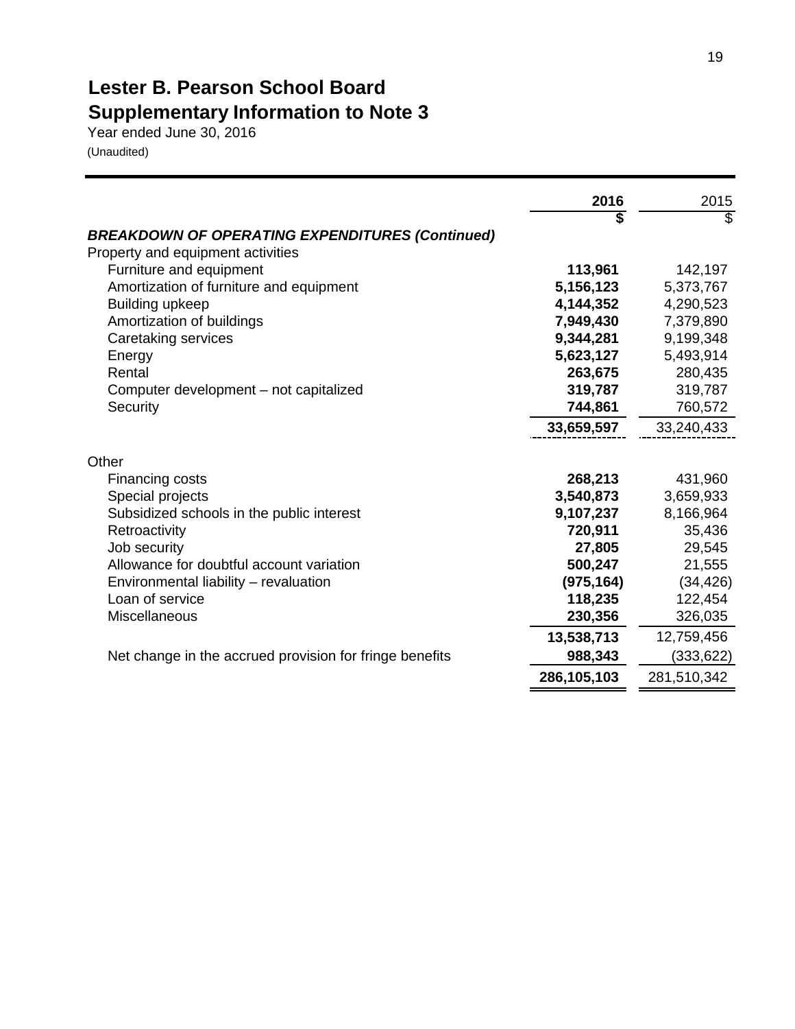# Lester B. Pearson School Board
## Supplementary Information to Note 3

Year ended June 30, 2016

(Unaudited)

| | **2016** | 2015 |
|---|---|---|
| | **$** | $ |
| ***BREAKDOWN OF OPERATING EXPENDITURES (Continued)*** | | |
| Property and equipment activities | | |
| Furniture and equipment | **113,961** | 142,197 |
| Amortization of furniture and equipment | **5,156,123** | 5,373,767 |
| Building upkeep | **4,144,352** | 4,290,523 |
| Amortization of buildings | **7,949,430** | 7,379,890 |
| Caretaking services | **9,344,281** | 9,199,348 |
| Energy | **5,623,127** | 5,493,914 |
| Rental | **263,675** | 280,435 |
| Computer development – not capitalized | **319,787** | 319,787 |
| Security | **744,861** | 760,572 |
| | **33,659,597** | 33,240,433 |
| Other | | |
| Financing costs | **268,213** | 431,960 |
| Special projects | **3,540,873** | 3,659,933 |
| Subsidized schools in the public interest | **9,107,237** | 8,166,964 |
| Retroactivity | **720,911** | 35,436 |
| Job security | **27,805** | 29,545 |
| Allowance for doubtful account variation | **500,247** | 21,555 |
| Environmental liability – revaluation | **(975,164)** | (34,426) |
| Loan of service | **118,235** | 122,454 |
| Miscellaneous | **230,356** | 326,035 |
| | **13,538,713** | 12,759,456 |
| Net change in the accrued provision for fringe benefits | **988,343** | (333,622) |
| | **286,105,103** | 281,510,342 |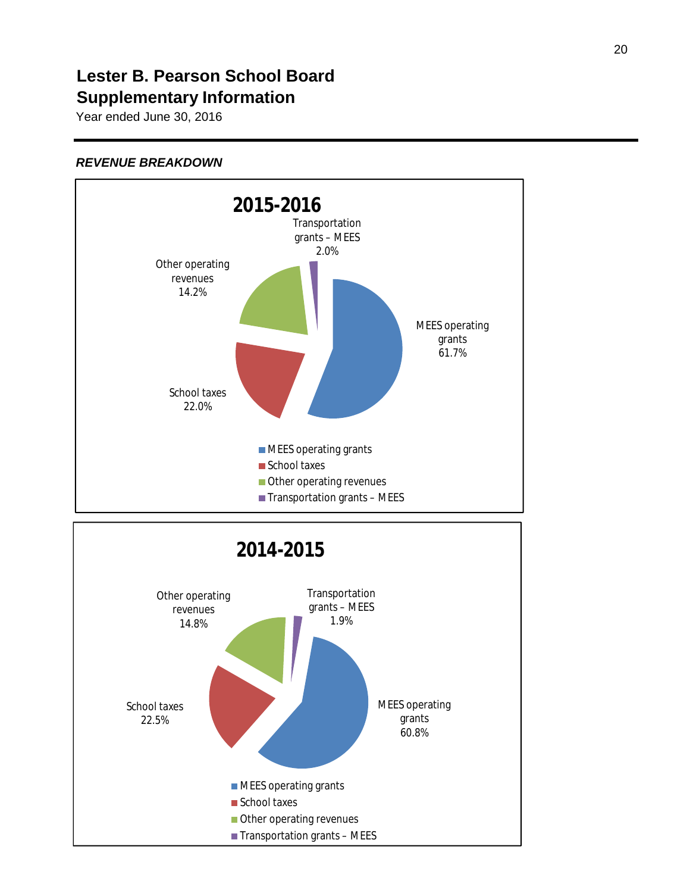# Lester B. Pearson School Board
# Supplementary Information

Year ended June 30, 2016

***REVENUE BREAKDOWN***

**2015-2016**

| Revenue | % |
|---|---|
| MEES operating grants | 61.7% |
| School taxes | 22.0% |
| Other operating revenues | 14.2% |
| Transportation grants – MEES | 2.0% |

**2014-2015**

| Revenue | % |
|---|---|
| MEES operating grants | 60.8% |
| School taxes | 22.5% |
| Other operating revenues | 14.8% |
| Transportation grants – MEES | 1.9% |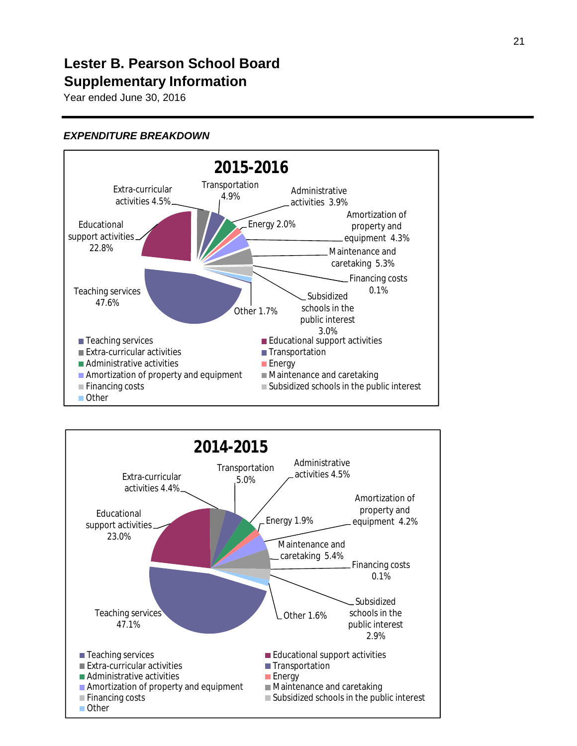# Lester B. Pearson School Board
# Supplementary Information

Year ended June 30, 2016

### *EXPENDITURE BREAKDOWN*

**2015-2016**

Extra-curricular activities 4.5%
Transportation 4.9%
Administrative activities 3.9%
Amortization of property and equipment 4.3%
Energy 2.0%
Educational support activities 22.8%
Maintenance and caretaking 5.3%
Financing costs 0.1%
Teaching services 47.6%
Subsidized schools in the public interest 3.0%
Other 1.7%

Teaching services
Educational support activities
Extra-curricular activities
Transportation
Administrative activities
Energy
Amortization of property and equipment
Maintenance and caretaking
Financing costs
Subsidized schools in the public interest
Other

**2014-2015**

Administrative activities 4.5%
Transportation 5.0%
Extra-curricular activities 4.4%
Amortization of property and equipment 4.2%
Educational support activities 23.0%
Energy 1.9%
Maintenance and caretaking 5.4%
Financing costs 0.1%
Teaching services 47.1%
Other 1.6%
Subsidized schools in the public interest 2.9%

Teaching services
Educational support activities
Extra-curricular activities
Transportation
Administrative activities
Energy
Amortization of property and equipment
Maintenance and caretaking
Financing costs
Subsidized schools in the public interest
Other